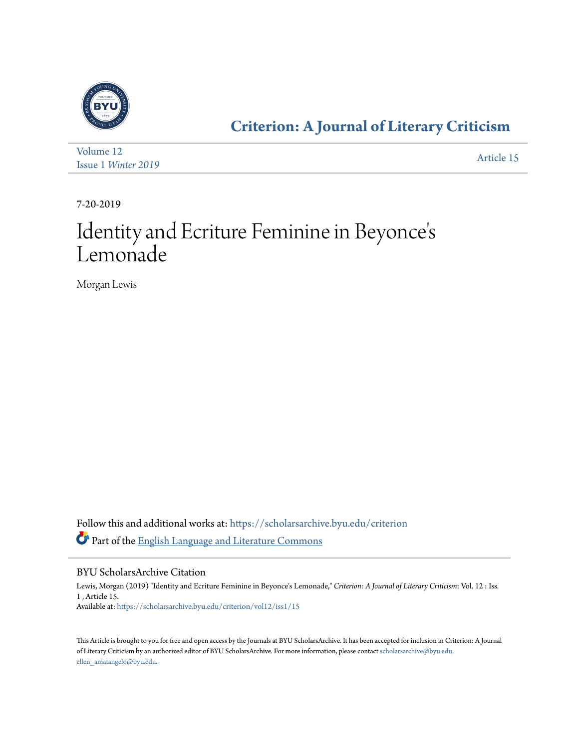# Criterion: A Journal of Literary Criticism

Volume 12
Issue 1 *Winter 2019*

Article 15

7-20-2019

# Identity and Ecriture Feminine in Beyonce's Lemonade

Morgan Lewis

Follow this and additional works at: https://scholarsarchive.byu.edu/criterion

Part of the English Language and Literature Commons

## BYU ScholarsArchive Citation

Lewis, Morgan (2019) "Identity and Ecriture Feminine in Beyonce's Lemonade," *Criterion: A Journal of Literary Criticism*: Vol. 12 : Iss. 1 , Article 15.
Available at: https://scholarsarchive.byu.edu/criterion/vol12/iss1/15

This Article is brought to you for free and open access by the Journals at BYU ScholarsArchive. It has been accepted for inclusion in Criterion: A Journal of Literary Criticism by an authorized editor of BYU ScholarsArchive. For more information, please contact scholarsarchive@byu.edu, ellen_amatangelo@byu.edu.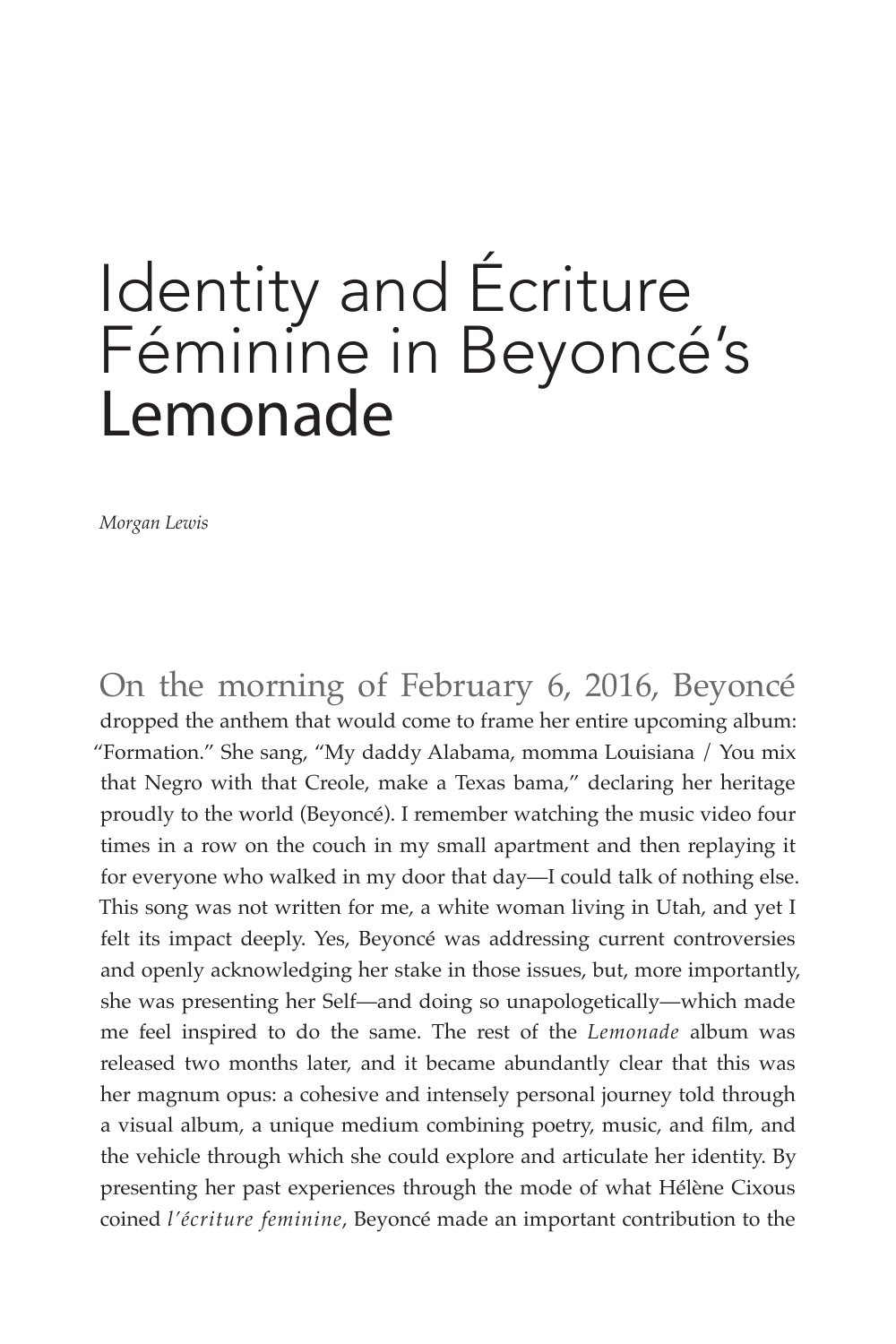# Identity and Écriture Féminine in Beyoncé's Lemonade

*Morgan Lewis*

On the morning of February 6, 2016, Beyoncé dropped the anthem that would come to frame her entire upcoming album: "Formation." She sang, "My daddy Alabama, momma Louisiana / You mix that Negro with that Creole, make a Texas bama," declaring her heritage proudly to the world (Beyoncé). I remember watching the music video four times in a row on the couch in my small apartment and then replaying it for everyone who walked in my door that day—I could talk of nothing else. This song was not written for me, a white woman living in Utah, and yet I felt its impact deeply. Yes, Beyoncé was addressing current controversies and openly acknowledging her stake in those issues, but, more importantly, she was presenting her Self—and doing so unapologetically—which made me feel inspired to do the same. The rest of the *Lemonade* album was released two months later, and it became abundantly clear that this was her magnum opus: a cohesive and intensely personal journey told through a visual album, a unique medium combining poetry, music, and film, and the vehicle through which she could explore and articulate her identity. By presenting her past experiences through the mode of what Hélène Cixous coined *l'écriture feminine*, Beyoncé made an important contribution to the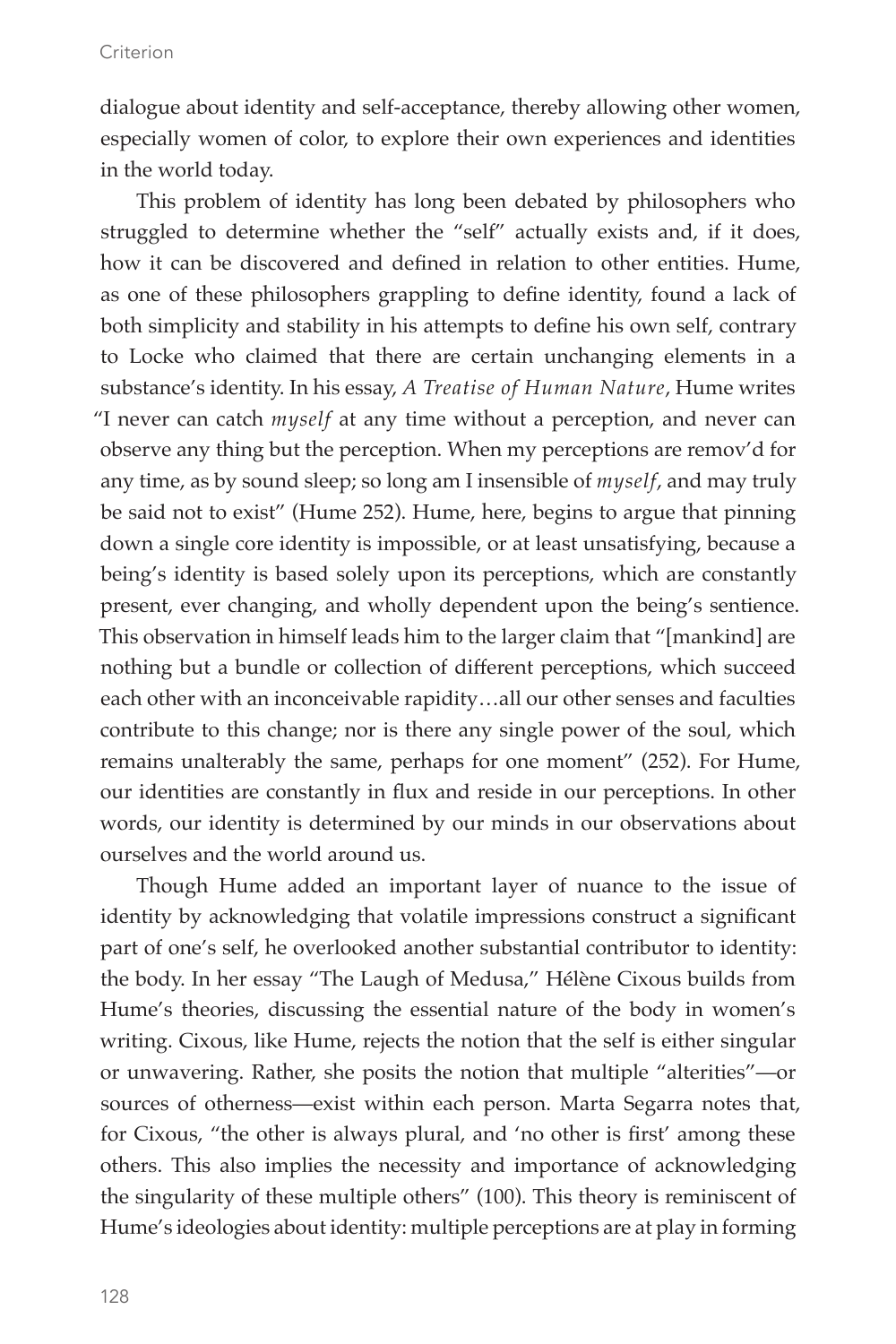dialogue about identity and self-acceptance, thereby allowing other women, especially women of color, to explore their own experiences and identities in the world today.

This problem of identity has long been debated by philosophers who struggled to determine whether the "self" actually exists and, if it does, how it can be discovered and defined in relation to other entities. Hume, as one of these philosophers grappling to define identity, found a lack of both simplicity and stability in his attempts to define his own self, contrary to Locke who claimed that there are certain unchanging elements in a substance's identity. In his essay, *A Treatise of Human Nature*, Hume writes "I never can catch *myself* at any time without a perception, and never can observe any thing but the perception. When my perceptions are remov'd for any time, as by sound sleep; so long am I insensible of *myself*, and may truly be said not to exist" (Hume 252). Hume, here, begins to argue that pinning down a single core identity is impossible, or at least unsatisfying, because a being's identity is based solely upon its perceptions, which are constantly present, ever changing, and wholly dependent upon the being's sentience. This observation in himself leads him to the larger claim that "[mankind] are nothing but a bundle or collection of different perceptions, which succeed each other with an inconceivable rapidity…all our other senses and faculties contribute to this change; nor is there any single power of the soul, which remains unalterably the same, perhaps for one moment" (252). For Hume, our identities are constantly in flux and reside in our perceptions. In other words, our identity is determined by our minds in our observations about ourselves and the world around us.

Though Hume added an important layer of nuance to the issue of identity by acknowledging that volatile impressions construct a significant part of one's self, he overlooked another substantial contributor to identity: the body. In her essay "The Laugh of Medusa," Hélène Cixous builds from Hume's theories, discussing the essential nature of the body in women's writing. Cixous, like Hume, rejects the notion that the self is either singular or unwavering. Rather, she posits the notion that multiple "alterities"—or sources of otherness—exist within each person. Marta Segarra notes that, for Cixous, "the other is always plural, and 'no other is first' among these others. This also implies the necessity and importance of acknowledging the singularity of these multiple others" (100). This theory is reminiscent of Hume's ideologies about identity: multiple perceptions are at play in forming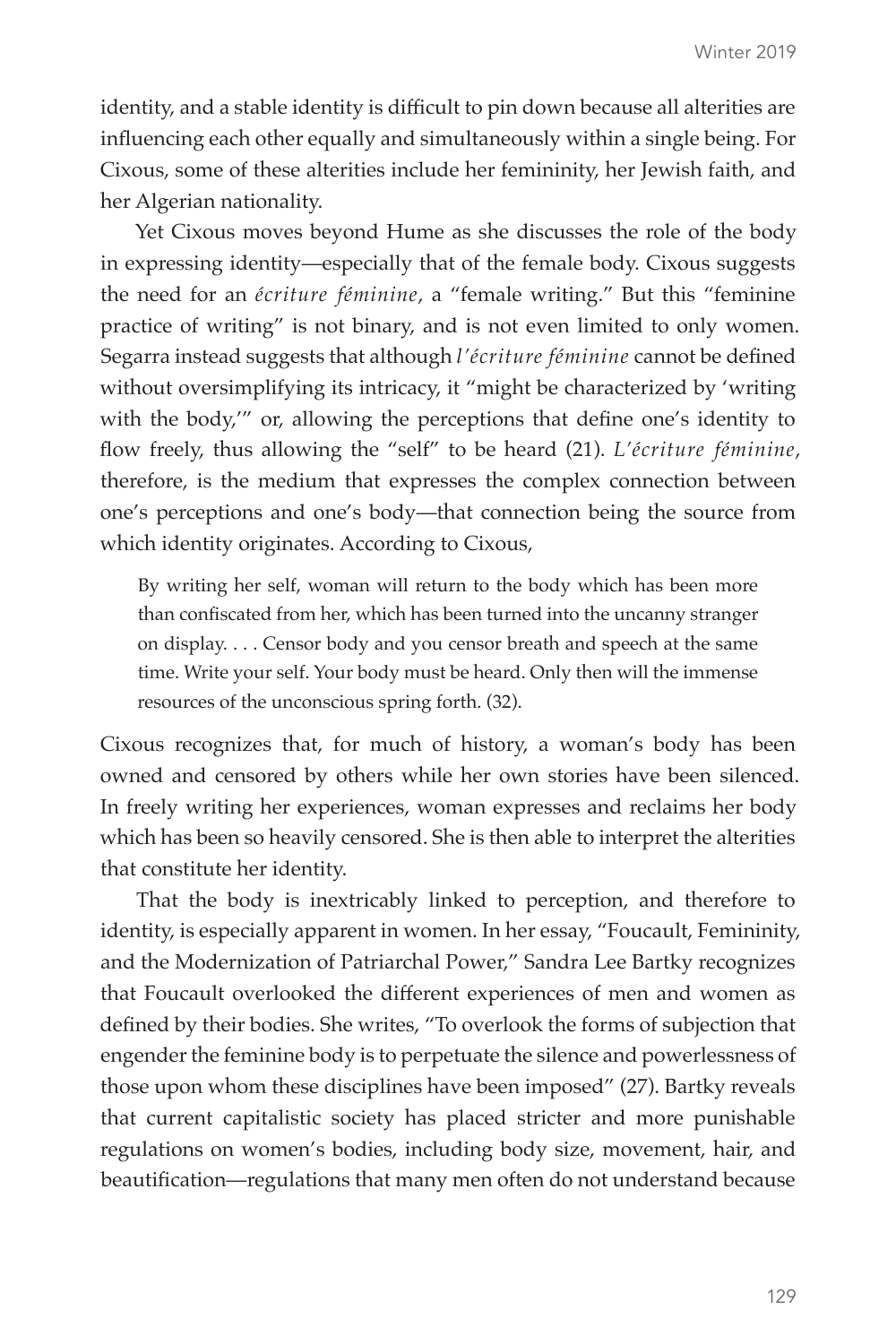identity, and a stable identity is difficult to pin down because all alterities are influencing each other equally and simultaneously within a single being. For Cixous, some of these alterities include her femininity, her Jewish faith, and her Algerian nationality.

Yet Cixous moves beyond Hume as she discusses the role of the body in expressing identity—especially that of the female body. Cixous suggests the need for an *écriture féminine*, a "female writing." But this "feminine practice of writing" is not binary, and is not even limited to only women. Segarra instead suggests that although *l'écriture féminine* cannot be defined without oversimplifying its intricacy, it "might be characterized by 'writing with the body,'" or, allowing the perceptions that define one's identity to flow freely, thus allowing the "self" to be heard (21). *L'écriture féminine*, therefore, is the medium that expresses the complex connection between one's perceptions and one's body—that connection being the source from which identity originates. According to Cixous,

> By writing her self, woman will return to the body which has been more than confiscated from her, which has been turned into the uncanny stranger on display. . . . Censor body and you censor breath and speech at the same time. Write your self. Your body must be heard. Only then will the immense resources of the unconscious spring forth. (32).

Cixous recognizes that, for much of history, a woman's body has been owned and censored by others while her own stories have been silenced. In freely writing her experiences, woman expresses and reclaims her body which has been so heavily censored. She is then able to interpret the alterities that constitute her identity.

That the body is inextricably linked to perception, and therefore to identity, is especially apparent in women. In her essay, "Foucault, Femininity, and the Modernization of Patriarchal Power," Sandra Lee Bartky recognizes that Foucault overlooked the different experiences of men and women as defined by their bodies. She writes, "To overlook the forms of subjection that engender the feminine body is to perpetuate the silence and powerlessness of those upon whom these disciplines have been imposed" (27). Bartky reveals that current capitalistic society has placed stricter and more punishable regulations on women's bodies, including body size, movement, hair, and beautification—regulations that many men often do not understand because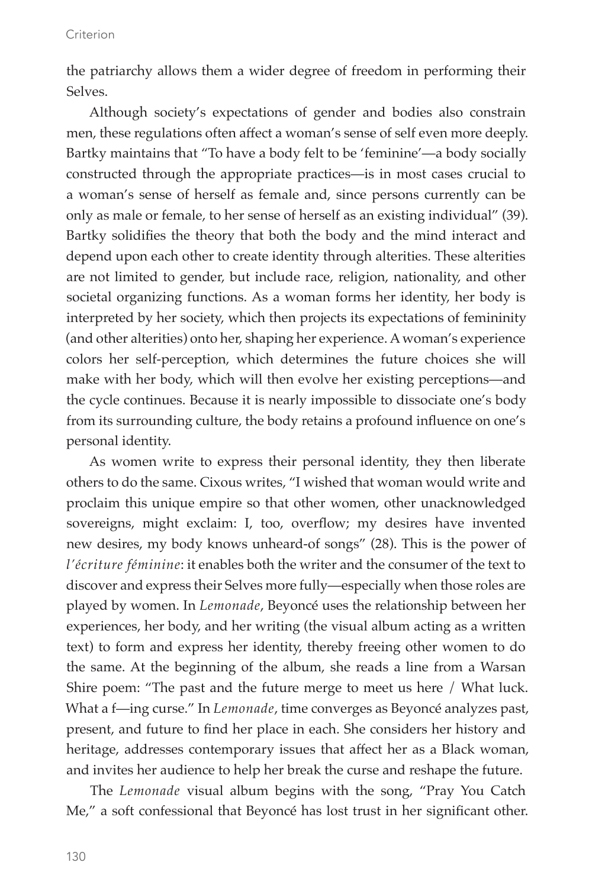the patriarchy allows them a wider degree of freedom in performing their Selves.

Although society's expectations of gender and bodies also constrain men, these regulations often affect a woman's sense of self even more deeply. Bartky maintains that "To have a body felt to be 'feminine'—a body socially constructed through the appropriate practices—is in most cases crucial to a woman's sense of herself as female and, since persons currently can be only as male or female, to her sense of herself as an existing individual" (39). Bartky solidifies the theory that both the body and the mind interact and depend upon each other to create identity through alterities. These alterities are not limited to gender, but include race, religion, nationality, and other societal organizing functions. As a woman forms her identity, her body is interpreted by her society, which then projects its expectations of femininity (and other alterities) onto her, shaping her experience. A woman's experience colors her self-perception, which determines the future choices she will make with her body, which will then evolve her existing perceptions—and the cycle continues. Because it is nearly impossible to dissociate one's body from its surrounding culture, the body retains a profound influence on one's personal identity.

As women write to express their personal identity, they then liberate others to do the same. Cixous writes, "I wished that woman would write and proclaim this unique empire so that other women, other unacknowledged sovereigns, might exclaim: I, too, overflow; my desires have invented new desires, my body knows unheard-of songs" (28). This is the power of *l'écriture féminine*: it enables both the writer and the consumer of the text to discover and express their Selves more fully—especially when those roles are played by women. In *Lemonade*, Beyoncé uses the relationship between her experiences, her body, and her writing (the visual album acting as a written text) to form and express her identity, thereby freeing other women to do the same. At the beginning of the album, she reads a line from a Warsan Shire poem: "The past and the future merge to meet us here / What luck. What a f—ing curse." In *Lemonade*, time converges as Beyoncé analyzes past, present, and future to find her place in each. She considers her history and heritage, addresses contemporary issues that affect her as a Black woman, and invites her audience to help her break the curse and reshape the future.

The *Lemonade* visual album begins with the song, "Pray You Catch Me," a soft confessional that Beyoncé has lost trust in her significant other.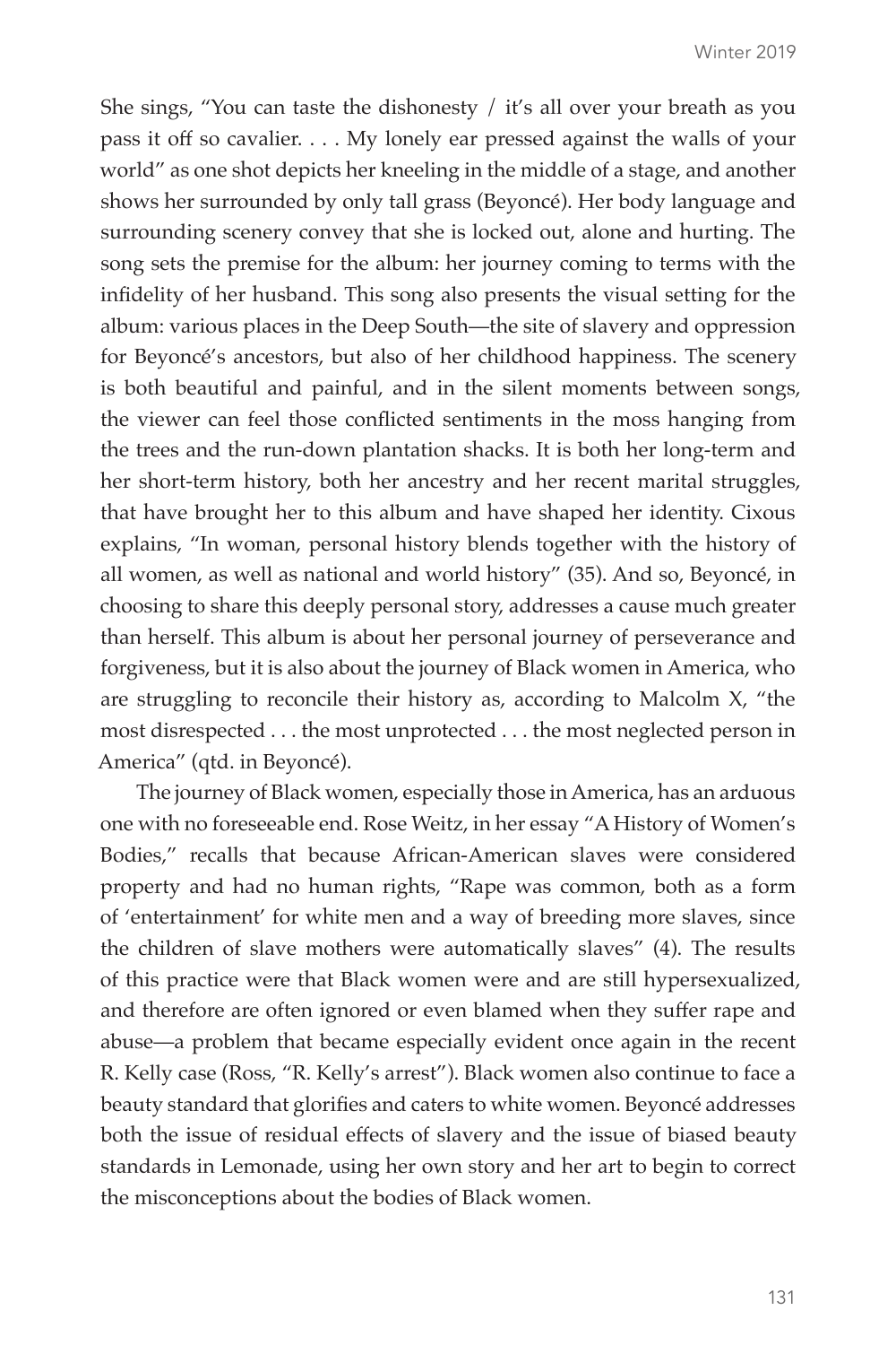She sings, "You can taste the dishonesty / it's all over your breath as you pass it off so cavalier. . . . My lonely ear pressed against the walls of your world" as one shot depicts her kneeling in the middle of a stage, and another shows her surrounded by only tall grass (Beyoncé). Her body language and surrounding scenery convey that she is locked out, alone and hurting. The song sets the premise for the album: her journey coming to terms with the infidelity of her husband. This song also presents the visual setting for the album: various places in the Deep South—the site of slavery and oppression for Beyoncé's ancestors, but also of her childhood happiness. The scenery is both beautiful and painful, and in the silent moments between songs, the viewer can feel those conflicted sentiments in the moss hanging from the trees and the run-down plantation shacks. It is both her long-term and her short-term history, both her ancestry and her recent marital struggles, that have brought her to this album and have shaped her identity. Cixous explains, "In woman, personal history blends together with the history of all women, as well as national and world history" (35). And so, Beyoncé, in choosing to share this deeply personal story, addresses a cause much greater than herself. This album is about her personal journey of perseverance and forgiveness, but it is also about the journey of Black women in America, who are struggling to reconcile their history as, according to Malcolm X, "the most disrespected . . . the most unprotected . . . the most neglected person in America" (qtd. in Beyoncé).

The journey of Black women, especially those in America, has an arduous one with no foreseeable end. Rose Weitz, in her essay "A History of Women's Bodies," recalls that because African-American slaves were considered property and had no human rights, "Rape was common, both as a form of 'entertainment' for white men and a way of breeding more slaves, since the children of slave mothers were automatically slaves" (4). The results of this practice were that Black women were and are still hypersexualized, and therefore are often ignored or even blamed when they suffer rape and abuse—a problem that became especially evident once again in the recent R. Kelly case (Ross, "R. Kelly's arrest"). Black women also continue to face a beauty standard that glorifies and caters to white women. Beyoncé addresses both the issue of residual effects of slavery and the issue of biased beauty standards in Lemonade, using her own story and her art to begin to correct the misconceptions about the bodies of Black women.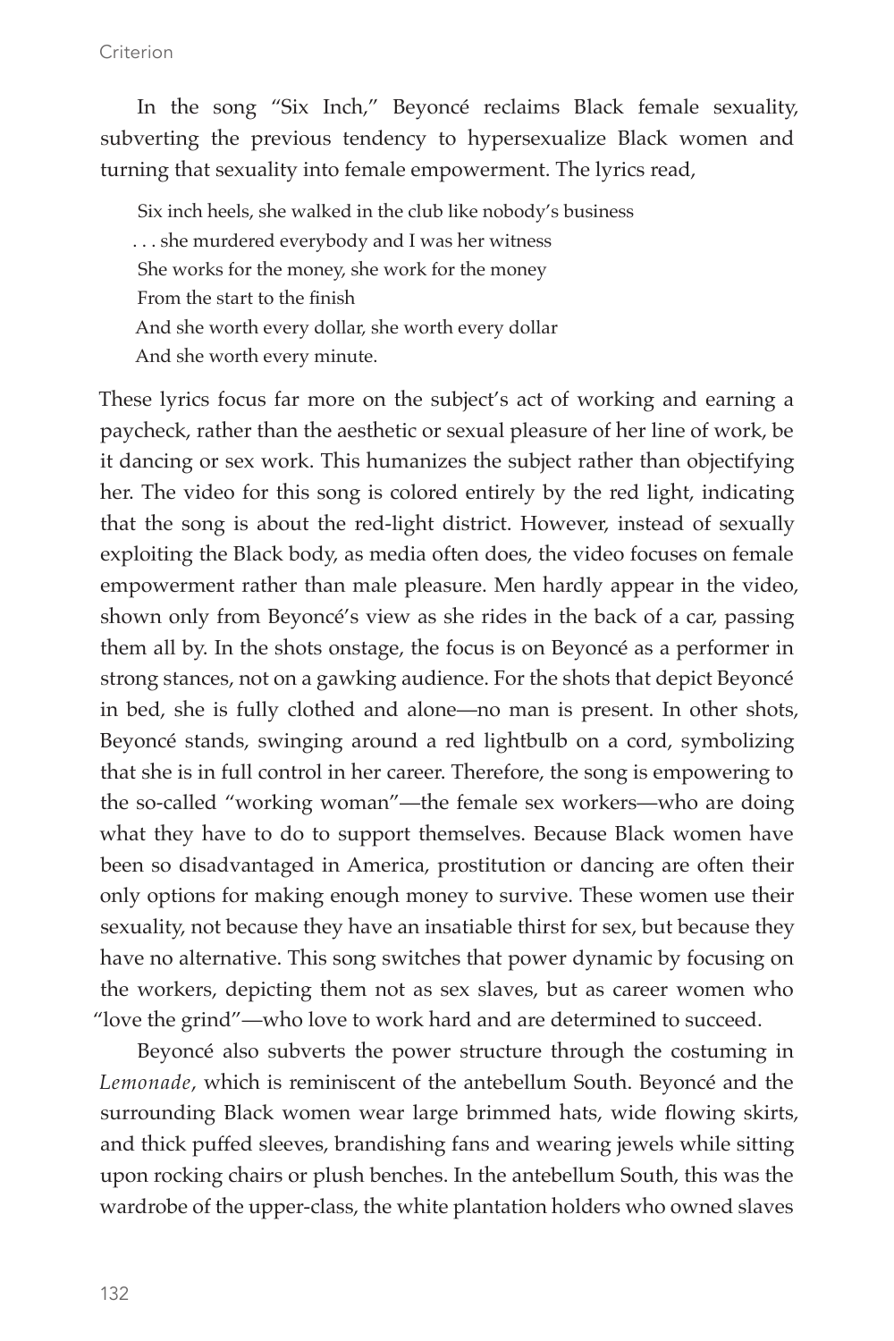In the song "Six Inch," Beyoncé reclaims Black female sexuality, subverting the previous tendency to hypersexualize Black women and turning that sexuality into female empowerment. The lyrics read,

> Six inch heels, she walked in the club like nobody's business
> . . . she murdered everybody and I was her witness
> She works for the money, she work for the money
> From the start to the finish
> And she worth every dollar, she worth every dollar
> And she worth every minute.

These lyrics focus far more on the subject's act of working and earning a paycheck, rather than the aesthetic or sexual pleasure of her line of work, be it dancing or sex work. This humanizes the subject rather than objectifying her. The video for this song is colored entirely by the red light, indicating that the song is about the red-light district. However, instead of sexually exploiting the Black body, as media often does, the video focuses on female empowerment rather than male pleasure. Men hardly appear in the video, shown only from Beyoncé's view as she rides in the back of a car, passing them all by. In the shots onstage, the focus is on Beyoncé as a performer in strong stances, not on a gawking audience. For the shots that depict Beyoncé in bed, she is fully clothed and alone—no man is present. In other shots, Beyoncé stands, swinging around a red lightbulb on a cord, symbolizing that she is in full control in her career. Therefore, the song is empowering to the so-called "working woman"—the female sex workers—who are doing what they have to do to support themselves. Because Black women have been so disadvantaged in America, prostitution or dancing are often their only options for making enough money to survive. These women use their sexuality, not because they have an insatiable thirst for sex, but because they have no alternative. This song switches that power dynamic by focusing on the workers, depicting them not as sex slaves, but as career women who "love the grind"—who love to work hard and are determined to succeed.

Beyoncé also subverts the power structure through the costuming in *Lemonade*, which is reminiscent of the antebellum South. Beyoncé and the surrounding Black women wear large brimmed hats, wide flowing skirts, and thick puffed sleeves, brandishing fans and wearing jewels while sitting upon rocking chairs or plush benches. In the antebellum South, this was the wardrobe of the upper-class, the white plantation holders who owned slaves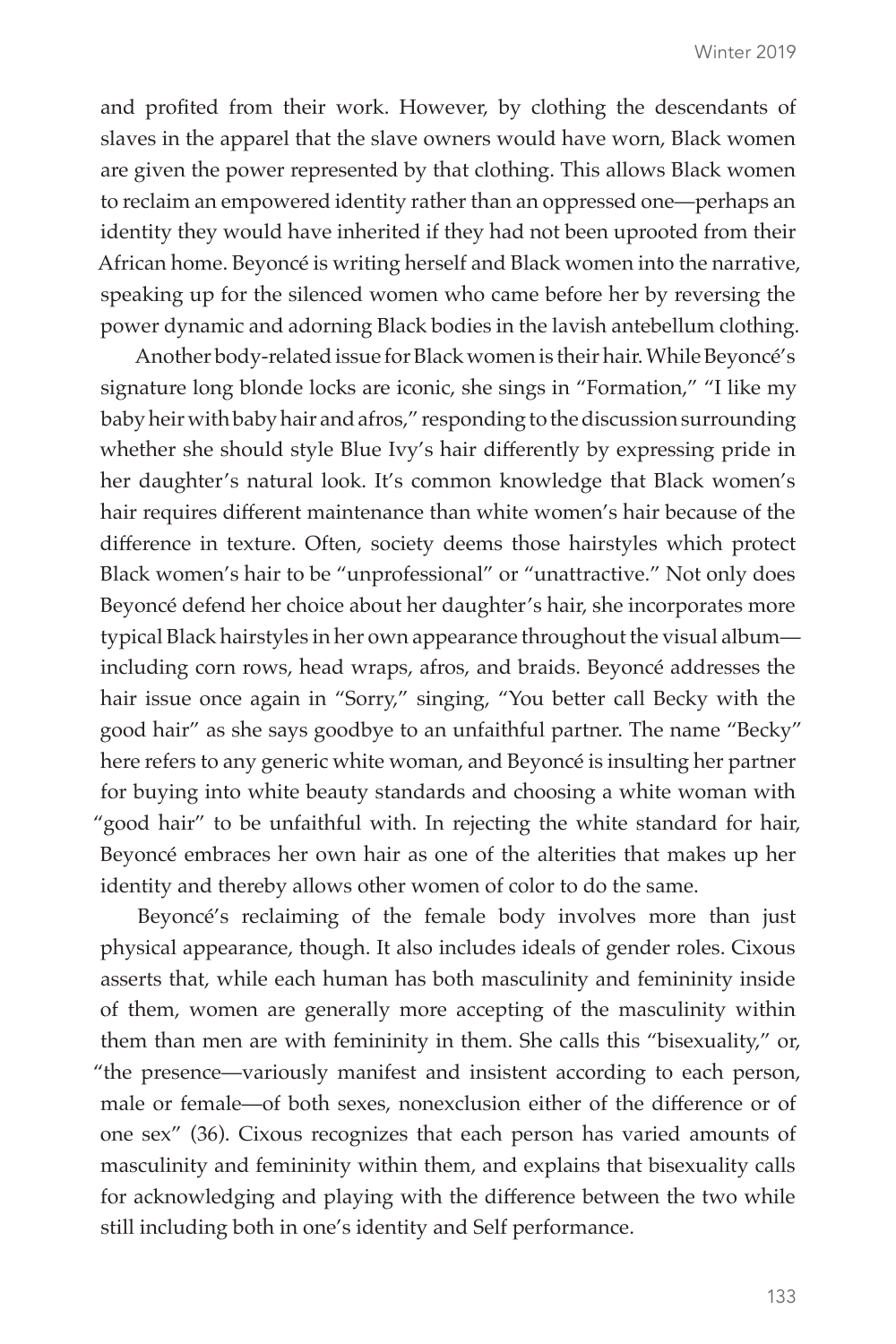and profited from their work. However, by clothing the descendants of slaves in the apparel that the slave owners would have worn, Black women are given the power represented by that clothing. This allows Black women to reclaim an empowered identity rather than an oppressed one—perhaps an identity they would have inherited if they had not been uprooted from their African home. Beyoncé is writing herself and Black women into the narrative, speaking up for the silenced women who came before her by reversing the power dynamic and adorning Black bodies in the lavish antebellum clothing.

Another body-related issue for Black women is their hair. While Beyoncé's signature long blonde locks are iconic, she sings in "Formation," "I like my baby heir with baby hair and afros," responding to the discussion surrounding whether she should style Blue Ivy's hair differently by expressing pride in her daughter's natural look. It's common knowledge that Black women's hair requires different maintenance than white women's hair because of the difference in texture. Often, society deems those hairstyles which protect Black women's hair to be "unprofessional" or "unattractive." Not only does Beyoncé defend her choice about her daughter's hair, she incorporates more typical Black hairstyles in her own appearance throughout the visual album—including corn rows, head wraps, afros, and braids. Beyoncé addresses the hair issue once again in "Sorry," singing, "You better call Becky with the good hair" as she says goodbye to an unfaithful partner. The name "Becky" here refers to any generic white woman, and Beyoncé is insulting her partner for buying into white beauty standards and choosing a white woman with "good hair" to be unfaithful with. In rejecting the white standard for hair, Beyoncé embraces her own hair as one of the alterities that makes up her identity and thereby allows other women of color to do the same.

Beyoncé's reclaiming of the female body involves more than just physical appearance, though. It also includes ideals of gender roles. Cixous asserts that, while each human has both masculinity and femininity inside of them, women are generally more accepting of the masculinity within them than men are with femininity in them. She calls this "bisexuality," or, "the presence—variously manifest and insistent according to each person, male or female—of both sexes, nonexclusion either of the difference or of one sex" (36). Cixous recognizes that each person has varied amounts of masculinity and femininity within them, and explains that bisexuality calls for acknowledging and playing with the difference between the two while still including both in one's identity and Self performance.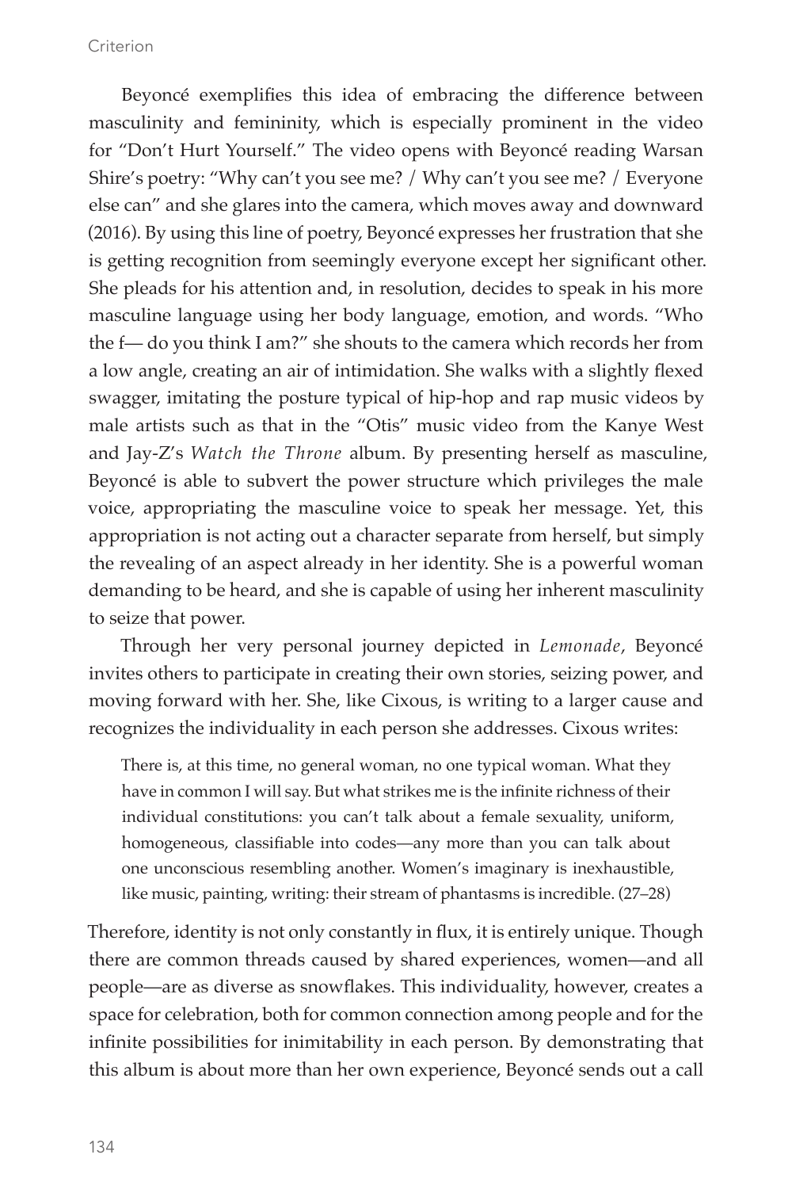Beyoncé exemplifies this idea of embracing the difference between masculinity and femininity, which is especially prominent in the video for "Don't Hurt Yourself." The video opens with Beyoncé reading Warsan Shire's poetry: "Why can't you see me? / Why can't you see me? / Everyone else can" and she glares into the camera, which moves away and downward (2016). By using this line of poetry, Beyoncé expresses her frustration that she is getting recognition from seemingly everyone except her significant other. She pleads for his attention and, in resolution, decides to speak in his more masculine language using her body language, emotion, and words. "Who the f— do you think I am?" she shouts to the camera which records her from a low angle, creating an air of intimidation. She walks with a slightly flexed swagger, imitating the posture typical of hip-hop and rap music videos by male artists such as that in the "Otis" music video from the Kanye West and Jay-Z's *Watch the Throne* album. By presenting herself as masculine, Beyoncé is able to subvert the power structure which privileges the male voice, appropriating the masculine voice to speak her message. Yet, this appropriation is not acting out a character separate from herself, but simply the revealing of an aspect already in her identity. She is a powerful woman demanding to be heard, and she is capable of using her inherent masculinity to seize that power.

Through her very personal journey depicted in *Lemonade*, Beyoncé invites others to participate in creating their own stories, seizing power, and moving forward with her. She, like Cixous, is writing to a larger cause and recognizes the individuality in each person she addresses. Cixous writes:

> There is, at this time, no general woman, no one typical woman. What they have in common I will say. But what strikes me is the infinite richness of their individual constitutions: you can't talk about a female sexuality, uniform, homogeneous, classifiable into codes—any more than you can talk about one unconscious resembling another. Women's imaginary is inexhaustible, like music, painting, writing: their stream of phantasms is incredible. (27–28)

Therefore, identity is not only constantly in flux, it is entirely unique. Though there are common threads caused by shared experiences, women—and all people—are as diverse as snowflakes. This individuality, however, creates a space for celebration, both for common connection among people and for the infinite possibilities for inimitability in each person. By demonstrating that this album is about more than her own experience, Beyoncé sends out a call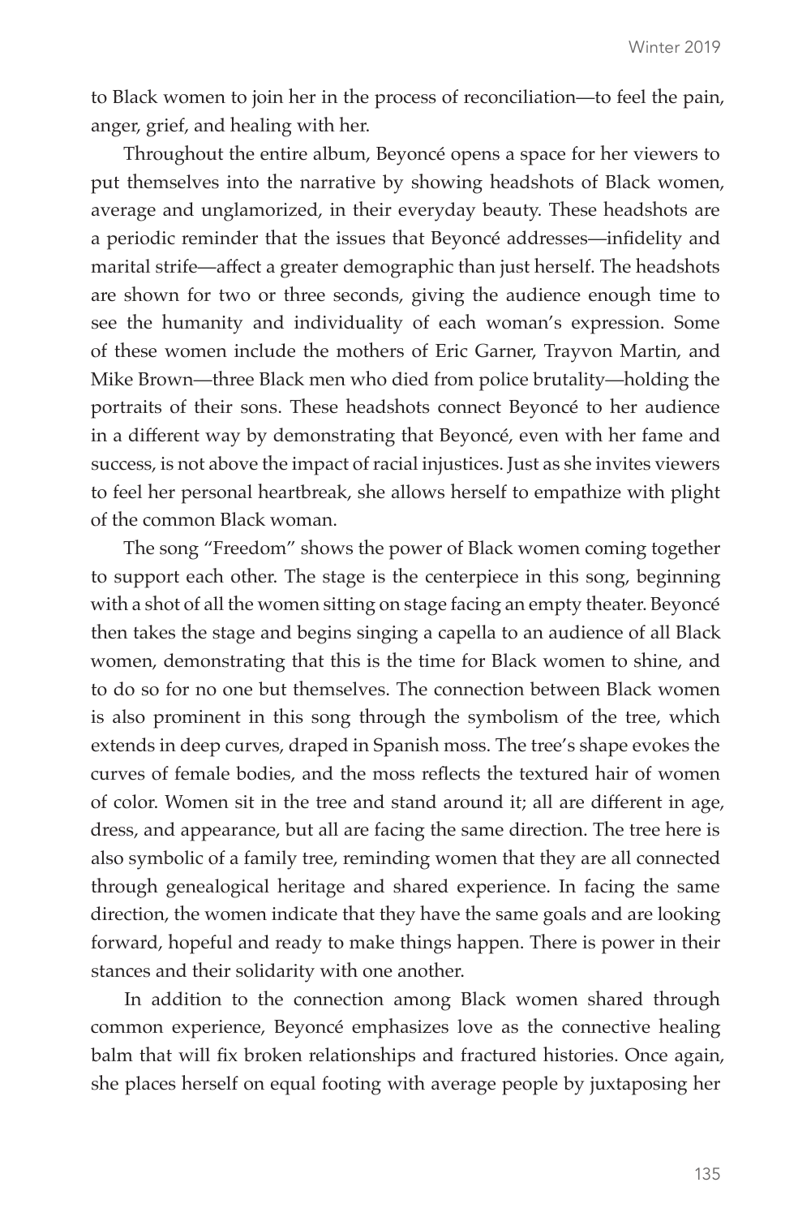to Black women to join her in the process of reconciliation—to feel the pain, anger, grief, and healing with her.

Throughout the entire album, Beyoncé opens a space for her viewers to put themselves into the narrative by showing headshots of Black women, average and unglamorized, in their everyday beauty. These headshots are a periodic reminder that the issues that Beyoncé addresses—infidelity and marital strife—affect a greater demographic than just herself. The headshots are shown for two or three seconds, giving the audience enough time to see the humanity and individuality of each woman's expression. Some of these women include the mothers of Eric Garner, Trayvon Martin, and Mike Brown—three Black men who died from police brutality—holding the portraits of their sons. These headshots connect Beyoncé to her audience in a different way by demonstrating that Beyoncé, even with her fame and success, is not above the impact of racial injustices. Just as she invites viewers to feel her personal heartbreak, she allows herself to empathize with plight of the common Black woman.

The song "Freedom" shows the power of Black women coming together to support each other. The stage is the centerpiece in this song, beginning with a shot of all the women sitting on stage facing an empty theater. Beyoncé then takes the stage and begins singing a capella to an audience of all Black women, demonstrating that this is the time for Black women to shine, and to do so for no one but themselves. The connection between Black women is also prominent in this song through the symbolism of the tree, which extends in deep curves, draped in Spanish moss. The tree's shape evokes the curves of female bodies, and the moss reflects the textured hair of women of color. Women sit in the tree and stand around it; all are different in age, dress, and appearance, but all are facing the same direction. The tree here is also symbolic of a family tree, reminding women that they are all connected through genealogical heritage and shared experience. In facing the same direction, the women indicate that they have the same goals and are looking forward, hopeful and ready to make things happen. There is power in their stances and their solidarity with one another.

In addition to the connection among Black women shared through common experience, Beyoncé emphasizes love as the connective healing balm that will fix broken relationships and fractured histories. Once again, she places herself on equal footing with average people by juxtaposing her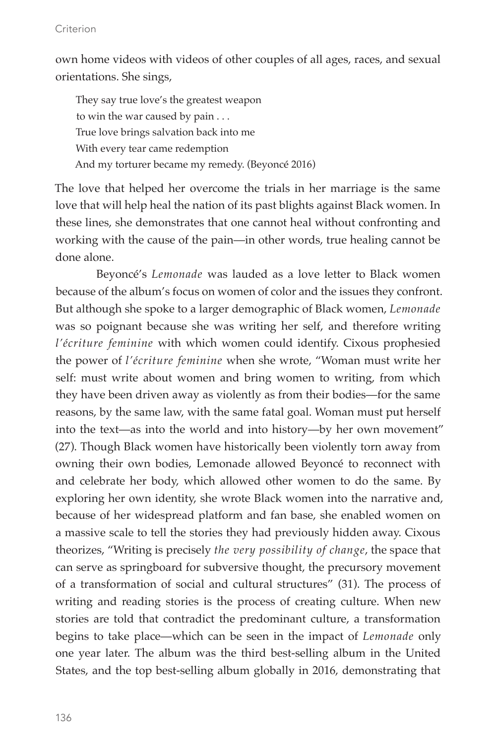own home videos with videos of other couples of all ages, races, and sexual orientations. She sings,

> They say true love's the greatest weapon  
> to win the war caused by pain . . .  
> True love brings salvation back into me  
> With every tear came redemption  
> And my torturer became my remedy. (Beyoncé 2016)

The love that helped her overcome the trials in her marriage is the same love that will help heal the nation of its past blights against Black women. In these lines, she demonstrates that one cannot heal without confronting and working with the cause of the pain—in other words, true healing cannot be done alone.

Beyoncé's *Lemonade* was lauded as a love letter to Black women because of the album's focus on women of color and the issues they confront. But although she spoke to a larger demographic of Black women, *Lemonade* was so poignant because she was writing her self, and therefore writing *l'écriture feminine* with which women could identify. Cixous prophesied the power of *l'écriture feminine* when she wrote, "Woman must write her self: must write about women and bring women to writing, from which they have been driven away as violently as from their bodies—for the same reasons, by the same law, with the same fatal goal. Woman must put herself into the text—as into the world and into history—by her own movement" (27). Though Black women have historically been violently torn away from owning their own bodies, Lemonade allowed Beyoncé to reconnect with and celebrate her body, which allowed other women to do the same. By exploring her own identity, she wrote Black women into the narrative and, because of her widespread platform and fan base, she enabled women on a massive scale to tell the stories they had previously hidden away. Cixous theorizes, "Writing is precisely *the very possibility of change*, the space that can serve as springboard for subversive thought, the precursory movement of a transformation of social and cultural structures" (31). The process of writing and reading stories is the process of creating culture. When new stories are told that contradict the predominant culture, a transformation begins to take place—which can be seen in the impact of *Lemonade* only one year later. The album was the third best-selling album in the United States, and the top best-selling album globally in 2016, demonstrating that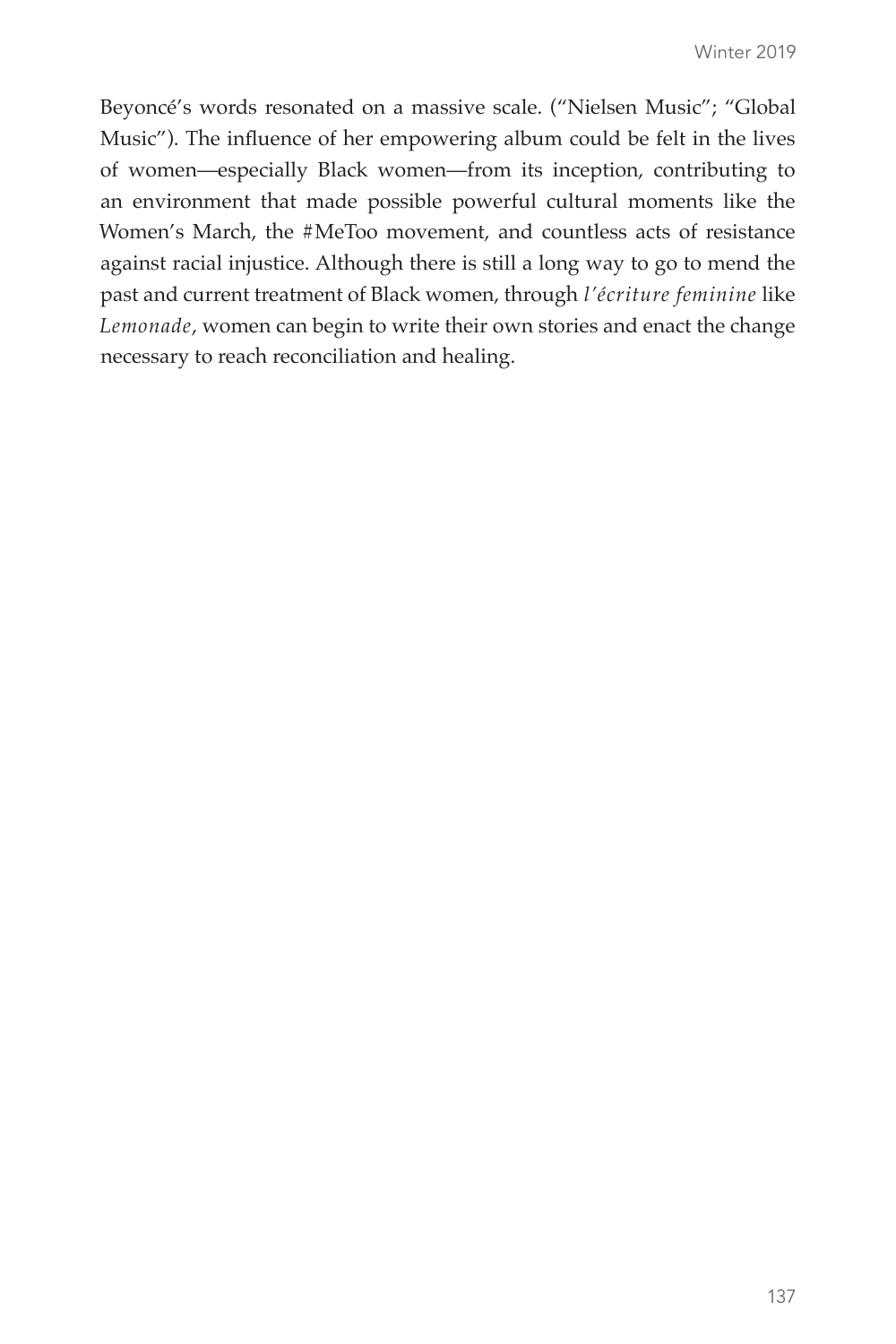Beyoncé's words resonated on a massive scale. ("Nielsen Music"; "Global Music"). The influence of her empowering album could be felt in the lives of women—especially Black women—from its inception, contributing to an environment that made possible powerful cultural moments like the Women's March, the #MeToo movement, and countless acts of resistance against racial injustice. Although there is still a long way to go to mend the past and current treatment of Black women, through *l'écriture feminine* like *Lemonade*, women can begin to write their own stories and enact the change necessary to reach reconciliation and healing.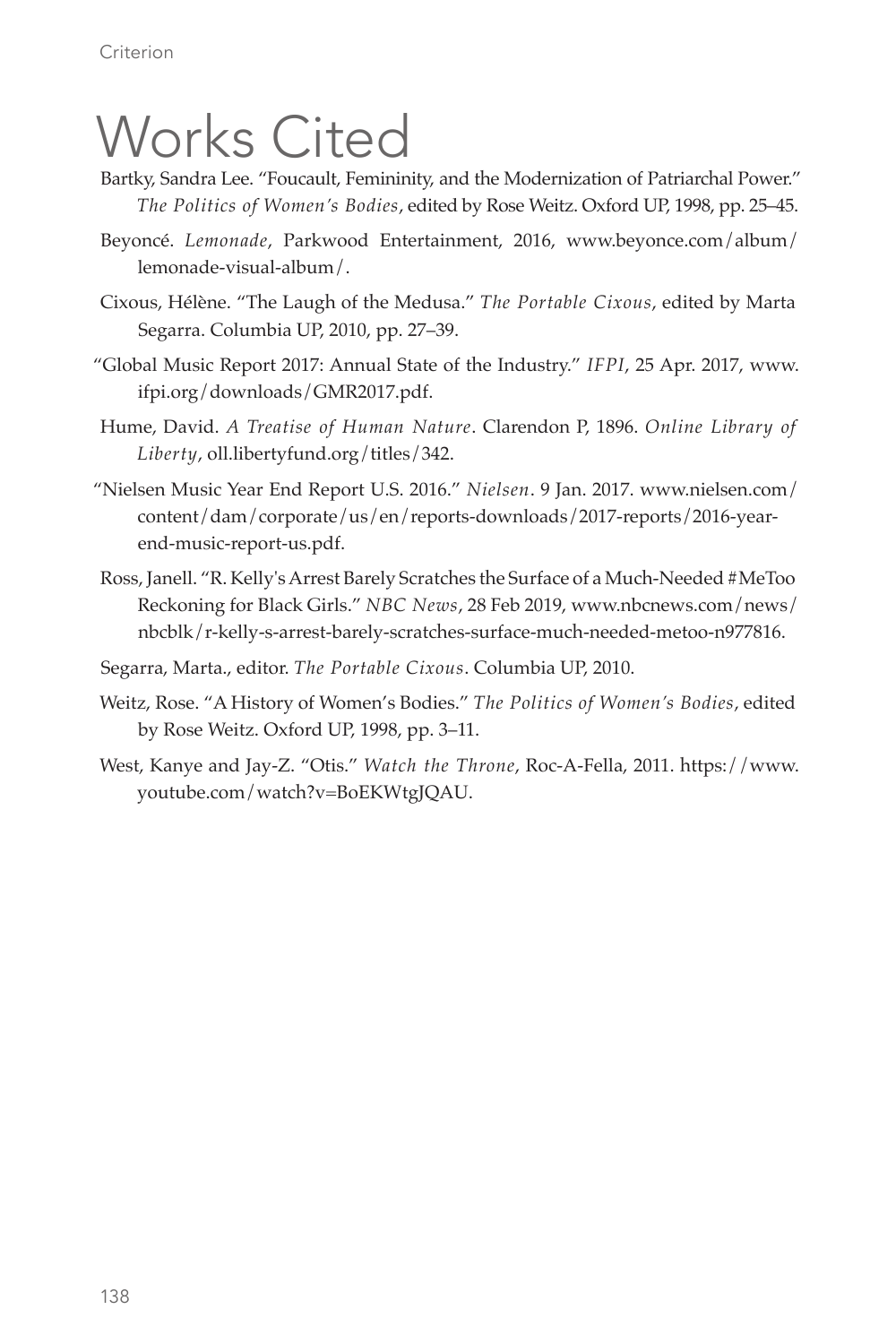# Works Cited

Bartky, Sandra Lee. “Foucault, Femininity, and the Modernization of Patriarchal Power.” *The Politics of Women’s Bodies*, edited by Rose Weitz. Oxford UP, 1998, pp. 25–45.

Beyoncé. *Lemonade*, Parkwood Entertainment, 2016, www.beyonce.com/album/lemonade-visual-album/.

Cixous, Hélène. “The Laugh of the Medusa.” *The Portable Cixous*, edited by Marta Segarra. Columbia UP, 2010, pp. 27–39.

“Global Music Report 2017: Annual State of the Industry.” *IFPI*, 25 Apr. 2017, www.ifpi.org/downloads/GMR2017.pdf.

Hume, David. *A Treatise of Human Nature*. Clarendon P, 1896. *Online Library of Liberty*, oll.libertyfund.org/titles/342.

“Nielsen Music Year End Report U.S. 2016.” *Nielsen*. 9 Jan. 2017. www.nielsen.com/content/dam/corporate/us/en/reports-downloads/2017-reports/2016-year-end-music-report-us.pdf.

Ross, Janell. “R. Kelly's Arrest Barely Scratches the Surface of a Much-Needed #MeToo Reckoning for Black Girls.” *NBC News*, 28 Feb 2019, www.nbcnews.com/news/nbcblk/r-kelly-s-arrest-barely-scratches-surface-much-needed-metoo-n977816.

Segarra, Marta., editor. *The Portable Cixous*. Columbia UP, 2010.

Weitz, Rose. “A History of Women’s Bodies.” *The Politics of Women’s Bodies*, edited by Rose Weitz. Oxford UP, 1998, pp. 3–11.

West, Kanye and Jay-Z. “Otis.” *Watch the Throne*, Roc-A-Fella, 2011. https://www.youtube.com/watch?v=BoEKWtgJQAU.